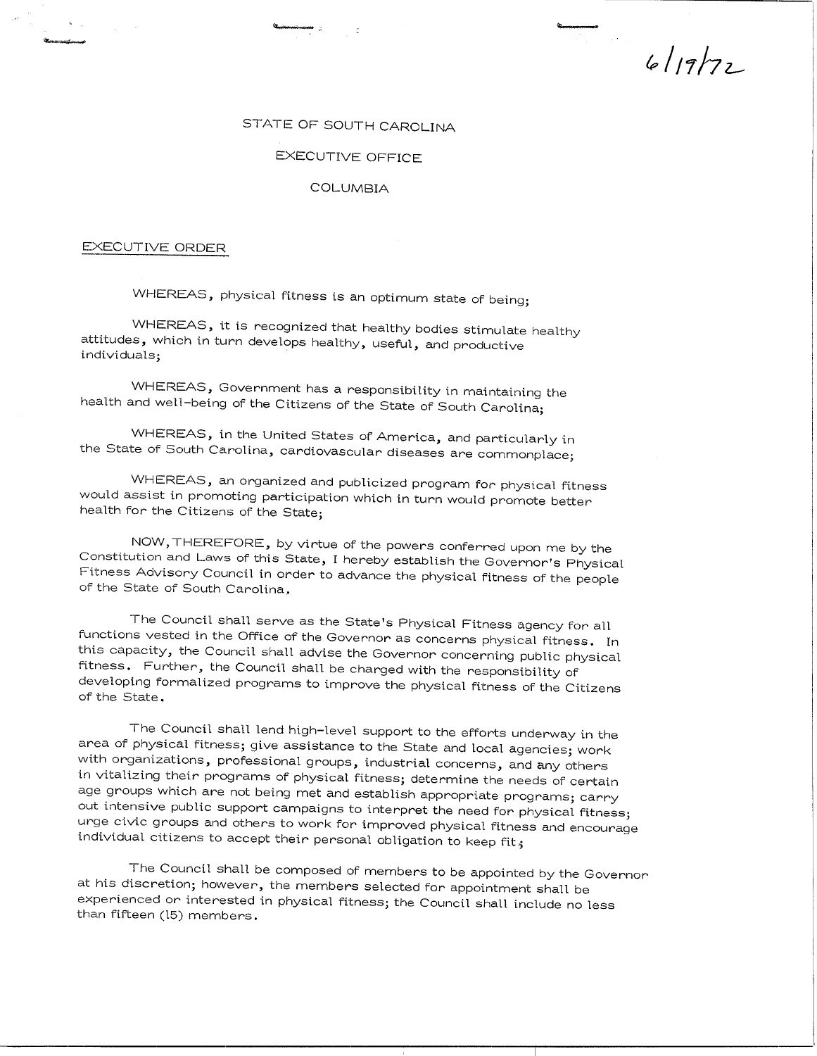6/19/72

STATE OF SOUTH CAROLINA

EXECUTIVE OFFICE

COLUMBIA

EXECUTIVE ORDER

WHEREAS, physical fitness is an optimum state of being;

WHEREAS, it is recognized that healthy bodies stimulate healthy attitudes, which in turn develops healthy, useful, and productive individuals;

WHEREAS, Government has a responsibility in maintaining the health and well-being of the Citizens of the State of South Carolina;

WHEREAS, in the United States of America, and particularly in the State of South Carolina, cardiovascular diseases are commonplace;

WHEREAS, an organized and publicized program for physical fitness would assist in promoting participation which in turn would promote better health for the Citizens of the State;

NOW, THEREFORE, by virtue of the powers conferred upon me by the Constitution and Laws of this State, I hereby establish the Governor's Physical Fitness Advisory Council in order to advance the physical fitness of the people of the State of South Carolina.

The Council shall serve as the State's Physical Fitness agency for all functions vested in the Office of the Governor as concerns physical fitness. In this capacity, the Council shall advise the Governor concerning public physical fitness. Further, the Council shall be charged with the responsibility of developing formalized programs to improve the physical fitness of the Citizens of the State.

The Council shall lend high-level support to the efforts underway in the area of physical fitness; give assistance to the State and local agencies; work with organizations, professional groups, industrial concerns, and any others in vitalizing their programs of physical fitness; determine the needs of certain age groups which are not being met and establish appropriate programs; carry out intensive public support campaigns to interpret the need for physical fitness; urge civic groups and others to work for improved physical fitness and encourage individual citizens to accept their personal obligation to keep fit;

The Council shall be composed of members to be appointed by the Governor at his discretion; however, the members selected for appointment shall be experienced or interested in physical fitness; the Council shall include no less than fifteen (15) members.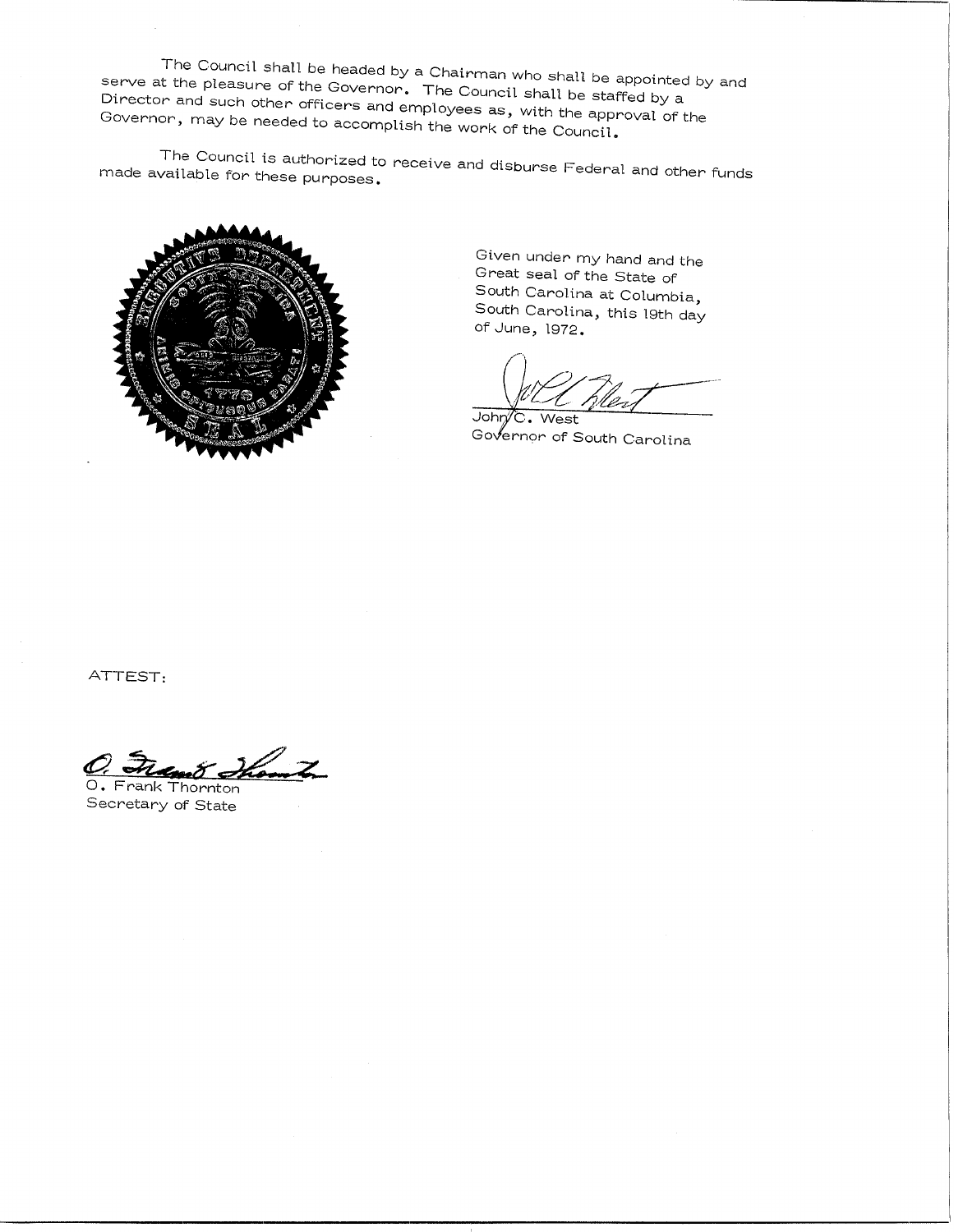The Council shall be headed by a Chairman who shall be appointed by and serve at the pleasure of the Governor. The Council shall be staffed by a Director and such other officers and employees as, with the approval of the Governor, may be needed to accomplish the work of the Council.

The Council is authorized to receive and disburse Federal and other funds made available for these purposes.

Given under my hand and the Great seal of the State of South Carolina at Columbia, South Carolina, this 19th day of June, 1972.

John C. West
Governor of South Carolina

ATTEST:

O. Frank Thornton
Secretary of State